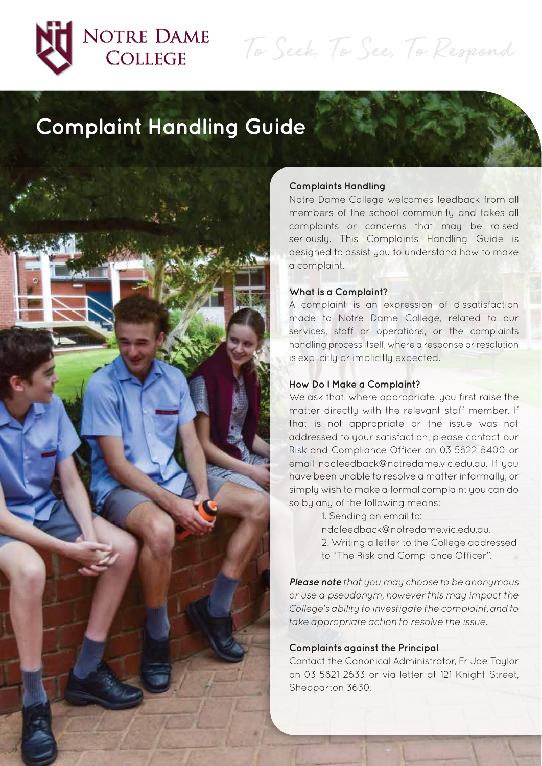NOTRE DAME COLLEGE

*To Seek, To See, To Respond*

# Complaint Handling Guide

### Complaints Handling

Notre Dame College welcomes feedback from all members of the school community and takes all complaints or concerns that may be raised seriously. This Complaints Handling Guide is designed to assist you to understand how to make a complaint.

### What is a Complaint?

A complaint is an expression of dissatisfaction made to Notre Dame College, related to our services, staff or operations, or the complaints handling process itself, where a response or resolution is explicitly or implicitly expected.

### How Do I Make a Complaint?

We ask that, where appropriate, you first raise the matter directly with the relevant staff member. If that is not appropriate or the issue was not addressed to your satisfaction, please contact our Risk and Compliance Officer on 03 5822 8400 or email ndcfeedback@notredame.vic.edu.au. If you have been unable to resolve a matter informally, or simply wish to make a formal complaint you can do so by any of the following means:

1. Sending an email to: ndcfeedback@notredame.vic.edu.au.
2. Writing a letter to the College addressed to "The Risk and Compliance Officer".

***Please note*** *that you may choose to be anonymous or use a pseudonym, however this may impact the College's ability to investigate the complaint, and to take appropriate action to resolve the issue.*

### Complaints against the Principal

Contact the Canonical Administrator, Fr Joe Taylor on 03 5821 2633 or via letter at 121 Knight Street, Shepparton 3630.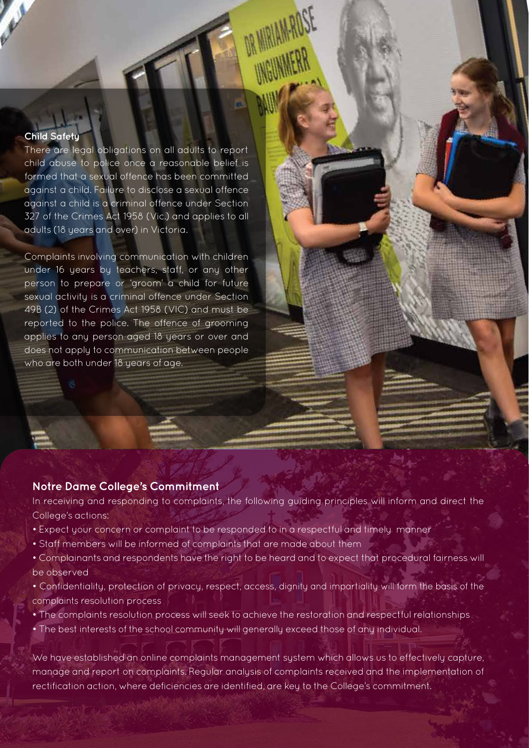### Child Safety

There are legal obligations on all adults to report child abuse to police once a reasonable belief is formed that a sexual offence has been committed against a child. Failure to disclose a sexual offence against a child is a criminal offence under Section 327 of the Crimes Act 1958 (Vic.) and applies to all adults (18 years and over) in Victoria.

Complaints involving communication with children under 16 years by teachers, staff, or any other person to prepare or 'groom' a child for future sexual activity is a criminal offence under Section 49B (2) of the Crimes Act 1958 (VIC) and must be reported to the police. The offence of grooming applies to any person aged 18 years or over and does not apply to communication between people who are both under 18 years of age.

### Notre Dame College's Commitment

In receiving and responding to complaints, the following guiding principles will inform and direct the College's actions:

- Expect your concern or complaint to be responded to in a respectful and timely manner
- Staff members will be informed of complaints that are made about them
- Complainants and respondents have the right to be heard and to expect that procedural fairness will be observed
- Confidentiality, protection of privacy, respect, access, dignity and impartiality will form the basis of the complaints resolution process
- The complaints resolution process will seek to achieve the restoration and respectful relationships
- The best interests of the school community will generally exceed those of any individual.

We have established an online complaints management system which allows us to effectively capture, manage and report on complaints. Regular analysis of complaints received and the implementation of rectification action, where deficiencies are identified, are key to the College's commitment.